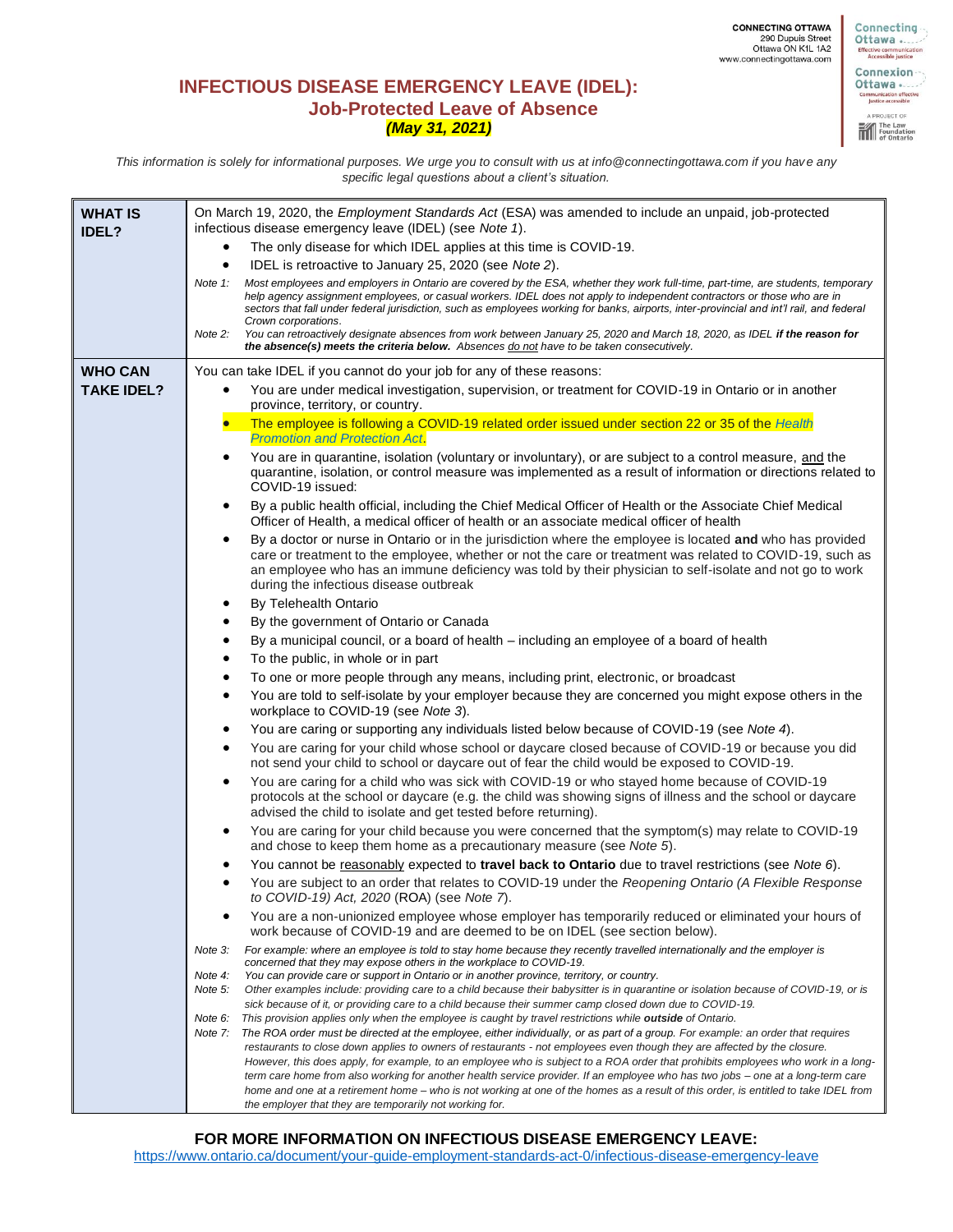CONNECTING OTTAWA
290 Dupuis Street
Ottawa ON K1L 1A2
www.connectingottawa.com

# INFECTIOUS DISEASE EMERGENCY LEAVE (IDEL): Job-Protected Leave of Absence

***(May 31, 2021)***

*This information is solely for informational purposes. We urge you to consult with us at info@connectingottawa.com if you have any specific legal questions about a client's situation.*

| | |
|---|---|
| **WHAT IS IDEL?** | On March 19, 2020, the *Employment Standards Act* (ESA) was amended to include an unpaid, job-protected infectious disease emergency leave (IDEL) (see *Note 1*).<br>• The only disease for which IDEL applies at this time is COVID-19.<br>• IDEL is retroactive to January 25, 2020 (see *Note 2*).<br>*Note 1: Most employees and employers in Ontario are covered by the ESA, whether they work full-time, part-time, are students, temporary help agency assignment employees, or casual workers. IDEL does not apply to independent contractors or those who are in sectors that fall under federal jurisdiction, such as employees working for banks, airports, inter-provincial and int'l rail, and federal Crown corporations.*<br>*Note 2: You can retroactively designate absences from work between January 25, 2020 and March 18, 2020, as IDEL **if the reason for the absence(s) meets the criteria below.** Absences do not have to be taken consecutively.* |
| **WHO CAN TAKE IDEL?** | You can take IDEL if you cannot do your job for any of these reasons:<br>• You are under medical investigation, supervision, or treatment for COVID-19 in Ontario or in another province, territory, or country.<br>• The employee is following a COVID-19 related order issued under section 22 or 35 of the *Health Promotion and Protection Act*.<br>• You are in quarantine, isolation (voluntary or involuntary), or are subject to a control measure, and the quarantine, isolation, or control measure was implemented as a result of information or directions related to COVID-19 issued:<br>• By a public health official, including the Chief Medical Officer of Health or the Associate Chief Medical Officer of Health, a medical officer of health or an associate medical officer of health<br>• By a doctor or nurse in Ontario or in the jurisdiction where the employee is located **and** who has provided care or treatment to the employee, whether or not the care or treatment was related to COVID-19, such as an employee who has an immune deficiency was told by their physician to self-isolate and not go to work during the infectious disease outbreak<br>• By Telehealth Ontario<br>• By the government of Ontario or Canada<br>• By a municipal council, or a board of health – including an employee of a board of health<br>• To the public, in whole or in part<br>• To one or more people through any means, including print, electronic, or broadcast<br>• You are told to self-isolate by your employer because they are concerned you might expose others in the workplace to COVID-19 (see *Note 3*).<br>• You are caring or supporting any individuals listed below because of COVID-19 (see *Note 4*).<br>• You are caring for your child whose school or daycare closed because of COVID-19 or because you did not send your child to school or daycare out of fear the child would be exposed to COVID-19.<br>• You are caring for a child who was sick with COVID-19 or who stayed home because of COVID-19 protocols at the school or daycare (e.g. the child was showing signs of illness and the school or daycare advised the child to isolate and get tested before returning).<br>• You are caring for your child because you were concerned that the symptom(s) may relate to COVID-19 and chose to keep them home as a precautionary measure (see *Note 5*).<br>• You cannot be reasonably expected to **travel back to Ontario** due to travel restrictions (see *Note 6*).<br>• You are subject to an order that relates to COVID-19 under the *Reopening Ontario (A Flexible Response to COVID-19) Act, 2020* (ROA) (see *Note 7*).<br>• You are a non-unionized employee whose employer has temporarily reduced or eliminated your hours of work because of COVID-19 and are deemed to be on IDEL (see section below).<br>*Note 3: For example: where an employee is told to stay home because they recently travelled internationally and the employer is concerned that they may expose others in the workplace to COVID-19.*<br>*Note 4: You can provide care or support in Ontario or in another province, territory, or country.*<br>*Note 5: Other examples include: providing care to a child because their babysitter is in quarantine or isolation because of COVID-19, or is sick because of it, or providing care to a child because their summer camp closed down due to COVID-19.*<br>*Note 6: This provision applies only when the employee is caught by travel restrictions while **outside** of Ontario.*<br>*Note 7: The ROA order must be directed at the employee, either individually, or as part of a group. For example: an order that requires restaurants to close down applies to owners of restaurants - not employees even though they are affected by the closure. However, this does apply, for example, to an employee who is subject to a ROA order that prohibits employees who work in a long-term care home from also working for another health service provider. If an employee who has two jobs – one at a long-term care home and one at a retirement home – who is not working at one of the homes as a result of this order, is entitled to take IDEL from the employer that they are temporarily not working for.* |

**FOR MORE INFORMATION ON INFECTIOUS DISEASE EMERGENCY LEAVE:**
https://www.ontario.ca/document/your-guide-employment-standards-act-0/infectious-disease-emergency-leave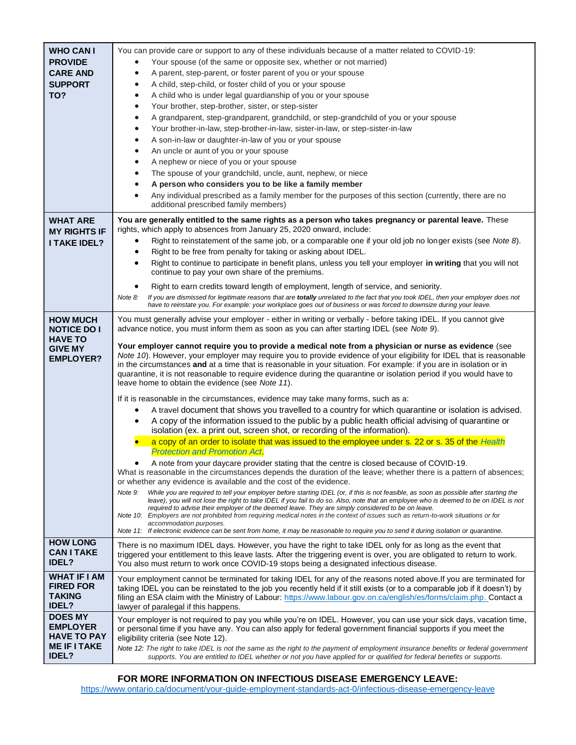| | |
|---|---|
| **WHO CAN I PROVIDE CARE AND SUPPORT TO?** | You can provide care or support to any of these individuals because of a matter related to COVID-19:<br>• Your spouse (of the same or opposite sex, whether or not married)<br>• A parent, step-parent, or foster parent of you or your spouse<br>• A child, step-child, or foster child of you or your spouse<br>• A child who is under legal guardianship of you or your spouse<br>• Your brother, step-brother, sister, or step-sister<br>• A grandparent, step-grandparent, grandchild, or step-grandchild of you or your spouse<br>• Your brother-in-law, step-brother-in-law, sister-in-law, or step-sister-in-law<br>• A son-in-law or daughter-in-law of you or your spouse<br>• An uncle or aunt of you or your spouse<br>• A nephew or niece of you or your spouse<br>• The spouse of your grandchild, uncle, aunt, nephew, or niece<br>• **A person who considers you to be like a family member**<br>• Any individual prescribed as a family member for the purposes of this section (currently, there are no additional prescribed family members) |
| **WHAT ARE MY RIGHTS IF I TAKE IDEL?** | **You are generally entitled to the same rights as a person who takes pregnancy or parental leave.** These rights, which apply to absences from January 25, 2020 onward, include:<br>• Right to reinstatement of the same job, or a comparable one if your old job no longer exists (see *Note 8*).<br>• Right to be free from penalty for taking or asking about IDEL.<br>• Right to continue to participate in benefit plans, unless you tell your employer **in writing** that you will not continue to pay your own share of the premiums.<br>• Right to earn credits toward length of employment, length of service, and seniority.<br>*Note 8: If you are dismissed for legitimate reasons that are **totally** unrelated to the fact that you took IDEL, then your employer does not have to reinstate you. For example: your workplace goes out of business or was forced to downsize during your leave.* |
| **HOW MUCH NOTICE DO I HAVE TO GIVE MY EMPLOYER?** | You must generally advise your employer - either in writing or verbally - before taking IDEL. If you cannot give advance notice, you must inform them as soon as you can after starting IDEL (see *Note 9*).<br><br>**Your employer cannot require you to provide a medical note from a physician or nurse as evidence** (see *Note 10*). However, your employer may require you to provide evidence of your eligibility for IDEL that is reasonable in the circumstances **and** at a time that is reasonable in your situation. For example: if you are in isolation or in quarantine, it is not reasonable to require evidence during the quarantine or isolation period if you would have to leave home to obtain the evidence (see *Note 11*).<br><br>If it is reasonable in the circumstances, evidence may take many forms, such as a:<br>• A travel document that shows you travelled to a country for which quarantine or isolation is advised.<br>• A copy of the information issued to the public by a public health official advising of quarantine or isolation (ex. a print out, screen shot, or recording of the information).<br>• a copy of an order to isolate that was issued to the employee under s. 22 or s. 35 of the *Health Protection and Promotion Act*.<br>• A note from your daycare provider stating that the centre is closed because of COVID-19.<br>What is reasonable in the circumstances depends the duration of the leave; whether there is a pattern of absences; or whether any evidence is available and the cost of the evidence.<br>*Note 9: While you are required to tell your employer before starting IDEL (or, if this is not feasible, as soon as possible after starting the leave), you will not lose the right to take IDEL if you fail to do so. Also, note that an employee who is deemed to be on IDEL is not required to advise their employer of the deemed leave. They are simply considered to be on leave.*<br>*Note 10: Employers are not prohibited from requiring medical notes in the context of issues such as return-to-work situations or for accommodation purposes.*<br>*Note 11: If electronic evidence can be sent from home, it may be reasonable to require you to send it during isolation or quarantine.* |
| **HOW LONG CAN I TAKE IDEL?** | There is no maximum IDEL days. However, you have the right to take IDEL only for as long as the event that triggered your entitlement to this leave lasts. After the triggering event is over, you are obligated to return to work. You also must return to work once COVID-19 stops being a designated infectious disease. |
| **WHAT IF I AM FIRED FOR TAKING IDEL?** | Your employment cannot be terminated for taking IDEL for any of the reasons noted above.If you are terminated for taking IDEL you can be reinstated to the job you recently held if it still exists (or to a comparable job if it doesn't) by filing an ESA claim with the Ministry of Labour: https://www.labour.gov.on.ca/english/es/forms/claim.php. Contact a lawyer of paralegal if this happens. |
| **DOES MY EMPLOYER HAVE TO PAY ME IF I TAKE IDEL?** | Your employer is not required to pay you while you're on IDEL. However, you can use your sick days, vacation time, or personal time if you have any. You can also apply for federal government financial supports if you meet the eligibility criteria (see Note 12).<br>*Note 12: The right to take IDEL is not the same as the right to the payment of employment insurance benefits or federal government supports. You are entitled to IDEL whether or not you have applied for or qualified for federal benefits or supports.* |

**FOR MORE INFORMATION ON INFECTIOUS DISEASE EMERGENCY LEAVE:**
https://www.ontario.ca/document/your-guide-employment-standards-act-0/infectious-disease-emergency-leave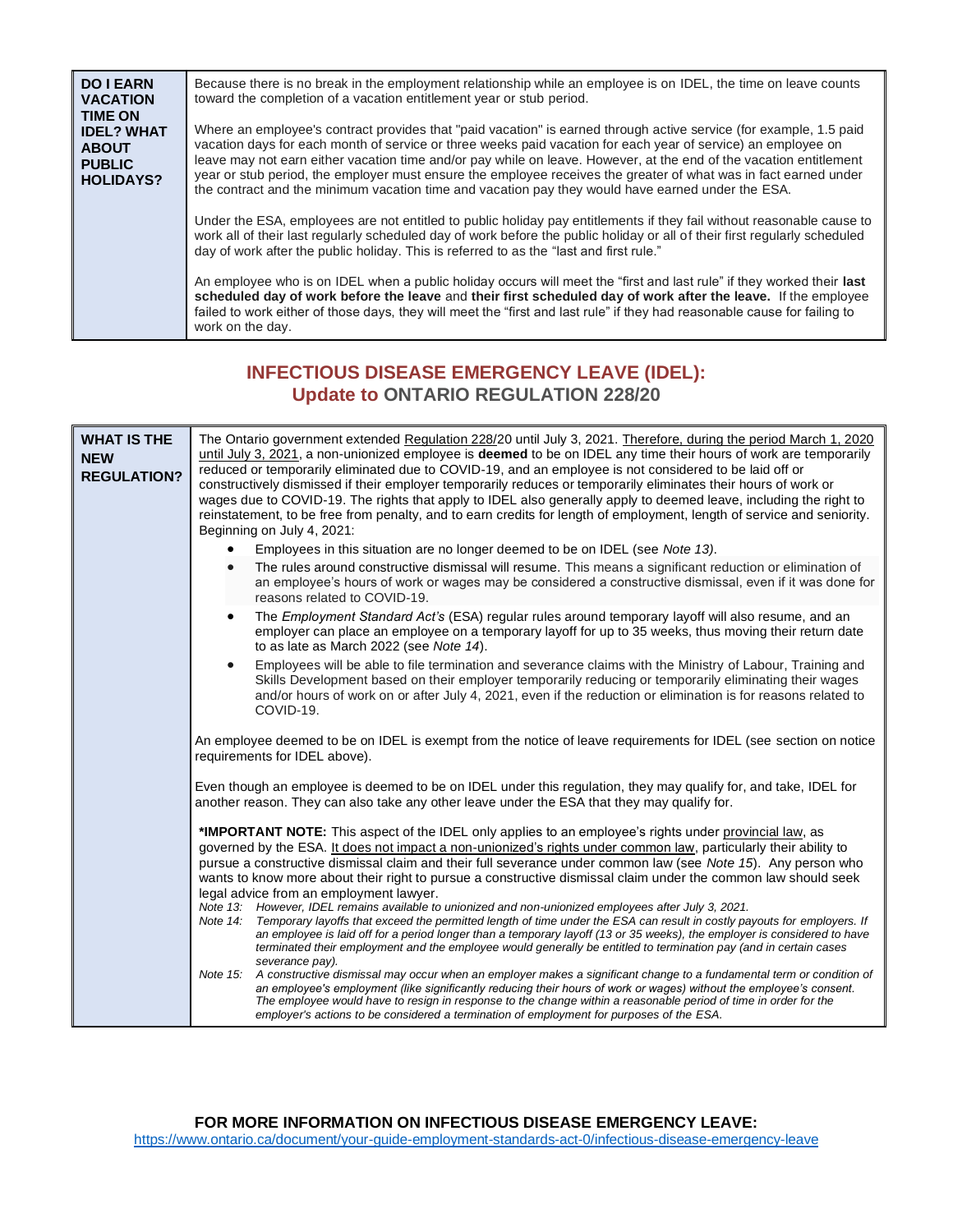| DO I EARN VACATION TIME ON IDEL? WHAT ABOUT PUBLIC HOLIDAYS? | Because there is no break in the employment relationship while an employee is on IDEL, the time on leave counts toward the completion of a vacation entitlement year or stub period.<br><br>Where an employee's contract provides that "paid vacation" is earned through active service (for example, 1.5 paid vacation days for each month of service or three weeks paid vacation for each year of service) an employee on leave may not earn either vacation time and/or pay while on leave. However, at the end of the vacation entitlement year or stub period, the employer must ensure the employee receives the greater of what was in fact earned under the contract and the minimum vacation time and vacation pay they would have earned under the ESA.<br><br>Under the ESA, employees are not entitled to public holiday pay entitlements if they fail without reasonable cause to work all of their last regularly scheduled day of work before the public holiday or all of their first regularly scheduled day of work after the public holiday. This is referred to as the "last and first rule."<br><br>An employee who is on IDEL when a public holiday occurs will meet the "first and last rule" if they worked their **last scheduled day of work before the leave** and **their first scheduled day of work after the leave.** If the employee failed to work either of those days, they will meet the "first and last rule" if they had reasonable cause for failing to work on the day. |
|---|---|

## INFECTIOUS DISEASE EMERGENCY LEAVE (IDEL): Update to ONTARIO REGULATION 228/20

| WHAT IS THE NEW REGULATION? | The Ontario government extended Regulation 228/20 until July 3, 2021. Therefore, during the period March 1, 2020 until July 3, 2021, a non-unionized employee is **deemed** to be on IDEL any time their hours of work are temporarily reduced or temporarily eliminated due to COVID-19, and an employee is not considered to be laid off or constructively dismissed if their employer temporarily reduces or temporarily eliminates their hours of work or wages due to COVID-19. The rights that apply to IDEL also generally apply to deemed leave, including the right to reinstatement, to be free from penalty, and to earn credits for length of employment, length of service and seniority. Beginning on July 4, 2021:<br>• Employees in this situation are no longer deemed to be on IDEL (see *Note 13)*.<br>• The rules around constructive dismissal will resume. This means a significant reduction or elimination of an employee's hours of work or wages may be considered a constructive dismissal, even if it was done for reasons related to COVID-19.<br>• The *Employment Standard Act's* (ESA) regular rules around temporary layoff will also resume, and an employer can place an employee on a temporary layoff for up to 35 weeks, thus moving their return date to as late as March 2022 (see *Note 14*).<br>• Employees will be able to file termination and severance claims with the Ministry of Labour, Training and Skills Development based on their employer temporarily reducing or temporarily eliminating their wages and/or hours of work on or after July 4, 2021, even if the reduction or elimination is for reasons related to COVID-19.<br><br>An employee deemed to be on IDEL is exempt from the notice of leave requirements for IDEL (see section on notice requirements for IDEL above).<br><br>Even though an employee is deemed to be on IDEL under this regulation, they may qualify for, and take, IDEL for another reason. They can also take any other leave under the ESA that they may qualify for.<br><br>***IMPORTANT NOTE:** This aspect of the IDEL only applies to an employee's rights under provincial law, as governed by the ESA. It does not impact a non-unionized's rights under common law, particularly their ability to pursue a constructive dismissal claim and their full severance under common law (see *Note 15*). Any person who wants to know more about their right to pursue a constructive dismissal claim under the common law should seek legal advice from an employment lawyer.<br>*Note 13: However, IDEL remains available to unionized and non-unionized employees after July 3, 2021.*<br>*Note 14: Temporary layoffs that exceed the permitted length of time under the ESA can result in costly payouts for employers. If an employee is laid off for a period longer than a temporary layoff (13 or 35 weeks), the employer is considered to have terminated their employment and the employee would generally be entitled to termination pay (and in certain cases severance pay).*<br>*Note 15: A constructive dismissal may occur when an employer makes a significant change to a fundamental term or condition of an employee's employment (like significantly reducing their hours of work or wages) without the employee's consent. The employee would have to resign in response to the change within a reasonable period of time in order for the employer's actions to be considered a termination of employment for purposes of the ESA.* |
|---|---|

**FOR MORE INFORMATION ON INFECTIOUS DISEASE EMERGENCY LEAVE:**
https://www.ontario.ca/document/your-guide-employment-standards-act-0/infectious-disease-emergency-leave